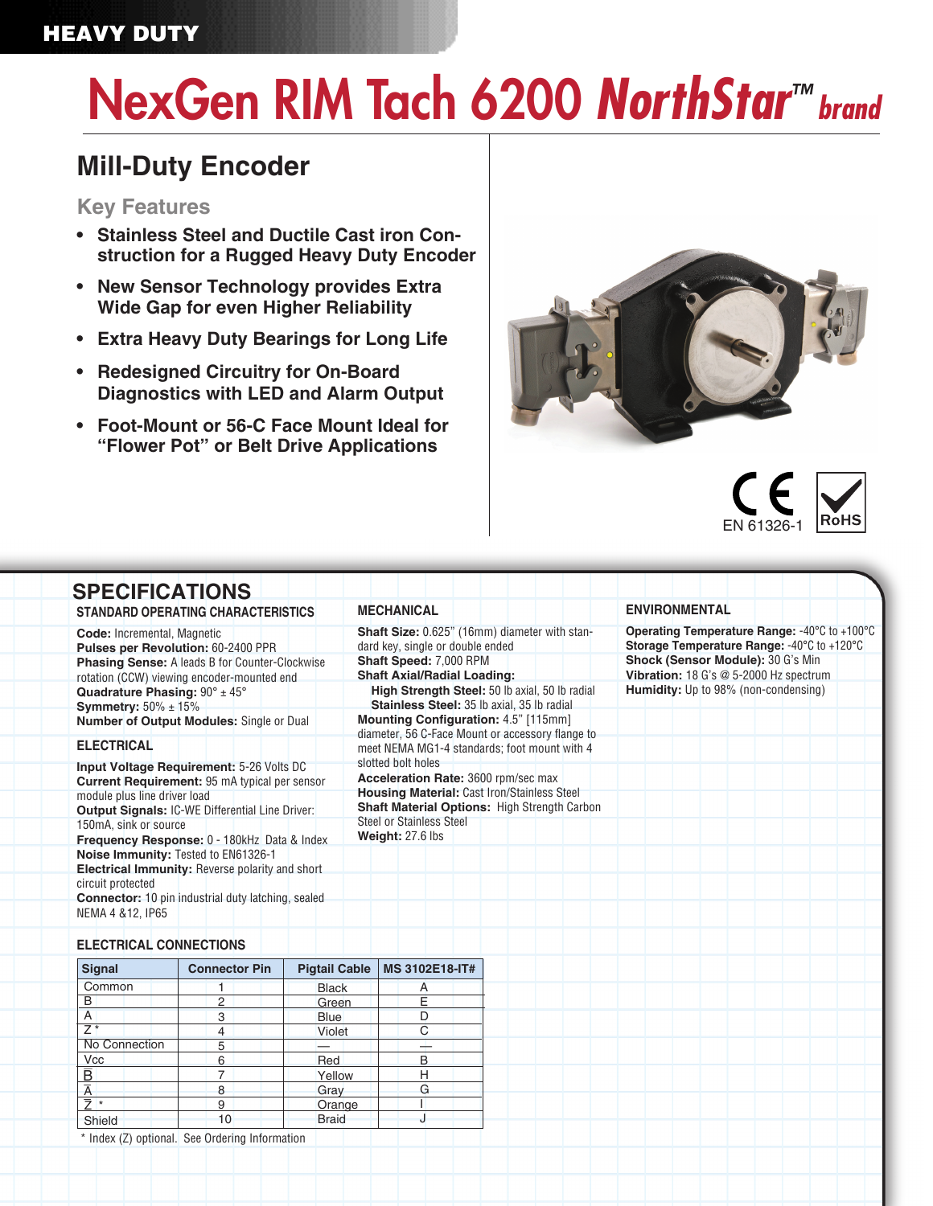HEAVY DUTY

# NexGen RIM Tach 6200 *NorthStar*™ brand

## Mill-Duty Encoder

### Key Features

- **Stainless Steel and Ductile Cast iron Construction for a Rugged Heavy Duty Encoder**
- **New Sensor Technology provides Extra Wide Gap for even Higher Reliability**
- **Extra Heavy Duty Bearings for Long Life**
- **Redesigned Circuitry for On-Board Diagnostics with LED and Alarm Output**
- **Foot-Mount or 56-C Face Mount Ideal for "Flower Pot" or Belt Drive Applications**

CE EN 61326-1 RoHS

## SPECIFICATIONS

### STANDARD OPERATING CHARACTERISTICS

**Code:** Incremental, Magnetic
**Pulses per Revolution:** 60-2400 PPR
**Phasing Sense:** A leads B for Counter-Clockwise rotation (CCW) viewing encoder-mounted end
**Quadrature Phasing:** 90° ± 45°
**Symmetry:** 50% ± 15%
**Number of Output Modules:** Single or Dual

### ELECTRICAL

**Input Voltage Requirement:** 5-26 Volts DC
**Current Requirement:** 95 mA typical per sensor module plus line driver load
**Output Signals:** IC-WE Differential Line Driver: 150mA, sink or source
**Frequency Response:** 0 - 180kHz Data & Index
**Noise Immunity:** Tested to EN61326-1
**Electrical Immunity:** Reverse polarity and short circuit protected
**Connector:** 10 pin industrial duty latching, sealed NEMA 4 &12, IP65

### MECHANICAL

**Shaft Size:** 0.625" (16mm) diameter with standard key, single or double ended
**Shaft Speed:** 7,000 RPM
**Shaft Axial/Radial Loading:**
  **High Strength Steel:** 50 lb axial, 50 lb radial
  **Stainless Steel:** 35 lb axial, 35 lb radial
**Mounting Configuration:** 4.5" [115mm] diameter, 56 C-Face Mount or accessory flange to meet NEMA MG1-4 standards; foot mount with 4 slotted bolt holes
**Acceleration Rate:** 3600 rpm/sec max
**Housing Material:** Cast Iron/Stainless Steel
**Shaft Material Options:** High Strength Carbon Steel or Stainless Steel
**Weight:** 27.6 lbs

### ENVIRONMENTAL

**Operating Temperature Range:** -40°C to +100°C
**Storage Temperature Range:** -40°C to +120°C
**Shock (Sensor Module):** 30 G's Min
**Vibration:** 18 G's @ 5-2000 Hz spectrum
**Humidity:** Up to 98% (non-condensing)

### ELECTRICAL CONNECTIONS

| Signal | Connector Pin | Pigtail Cable | MS 3102E18-IT# |
|---|---|---|---|
| Common | 1 | Black | A |
| B | 2 | Green | E |
| A | 3 | Blue | D |
| Z * | 4 | Violet | C |
| No Connection | 5 | — | — |
| Vcc | 6 | Red | B |
| $\overline{B}$ | 7 | Yellow | H |
| $\overline{A}$ | 8 | Gray | G |
| $\overline{Z}$ * | 9 | Orange | I |
| Shield | 10 | Braid | J |

\* Index (Z) optional. See Ordering Information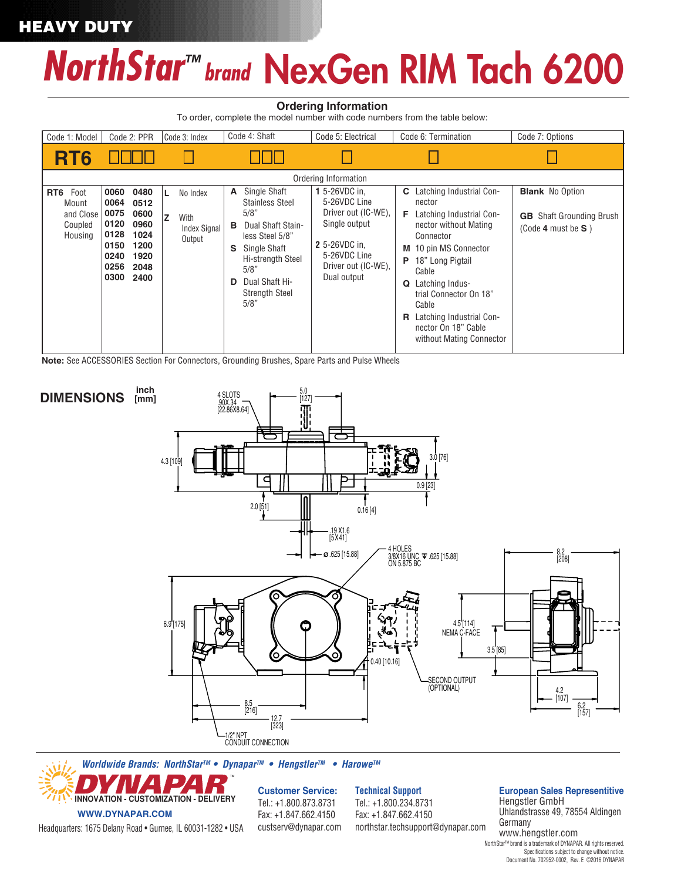HEAVY DUTY

# NorthStar™ brand NexGen RIM Tach 6200

## Ordering Information

To order, complete the model number with code numbers from the table below:

| Code 1: Model | Code 2: PPR | Code 3: Index | Code 4: Shaft | Code 5: Electrical | Code 6: Termination | Code 7: Options |
|---|---|---|---|---|---|---|
| RT6 | □□□□ | □ | □□□ | □ | □ | □ |
| **RT6** Foot Mount and Close Coupled Housing | **0060** **0064** **0075** **0120** **0128** **0150** **0240** **0256** **0300** **0480** **0512** **0600** **0960** **1024** **1200** **1920** **2048** **2400** | **L** No Index<br>**Z** With Index Signal Output | **A** Single Shaft Stainless Steel 5/8"<br>**B** Dual Shaft Stainless Steel 5/8"<br>**S** Single Shaft Hi-strength Steel 5/8"<br>**D** Dual Shaft Hi-Strength Steel 5/8" | **1** 5-26VDC in, 5-26VDC Line Driver out (IC-WE), Single output<br>**2** 5-26VDC in, 5-26VDC Line Driver out (IC-WE), Dual output | **C** Latching Industrial Connector<br>**F** Latching Industrial Connector without Mating Connector<br>**M** 10 pin MS Connector<br>**P** 18" Long Pigtail Cable<br>**Q** Latching Industrial Connector On 18" Cable<br>**R** Latching Industrial Connector On 18" Cable without Mating Connector | **Blank** No Option<br>**GB** Shaft Grounding Brush (Code **4** must be **S** ) |

**Note:** See ACCESSORIES Section For Connectors, Grounding Brushes, Spare Parts and Pulse Wheels

## DIMENSIONS

inch [mm]

4 SLOTS .90X.34 [22.86X8.64]
5.0 [127]
4.3 [109]
3.0 [76]
0.9 [23]
2.0 [51]
0.16 [4]
.19 X1.6 [5X41]
ø .625 [15.88]
4 HOLES 3/8X16 UNC ⊽ .625 [15.88] ON 5.875 BC
8.2 [208]
6.9 [175]
4.5 [114] NEMA C-FACE
3.5 [85]
0.40 [10.16]
SECOND OUTPUT (OPTIONAL)
8.5 [216]
12.7 [323]
4.2 [107]
6.2 [157]
1/2" NPT CONDUIT CONNECTION

---

*Worldwide Brands: NorthStar™ • Dynapar™ • Hengstler™ • Harowe™*

**DYNAPAR™** INNOVATION - CUSTOMIZATION - DELIVERY

**WWW.DYNAPAR.COM**

Headquarters: 1675 Delany Road • Gurnee, IL 60031-1282 • USA

**Customer Service:**
Tel.: +1.800.873.8731
Fax: +1.847.662.4150
custserv@dynapar.com

**Technical Support**
Tel.: +1.800.234.8731
Fax: +1.847.662.4150
northstar.techsupport@dynapar.com

**European Sales Representitive**
Hengstler GmbH
Uhlandstrasse 49, 78554 Aldingen
Germany
www.hengstler.com

NorthStar™ brand is a trademark of DYNAPAR. All rights reserved.
Specifications subject to change without notice.
Document No. 702952-0002, Rev. E ©2016 DYNAPAR